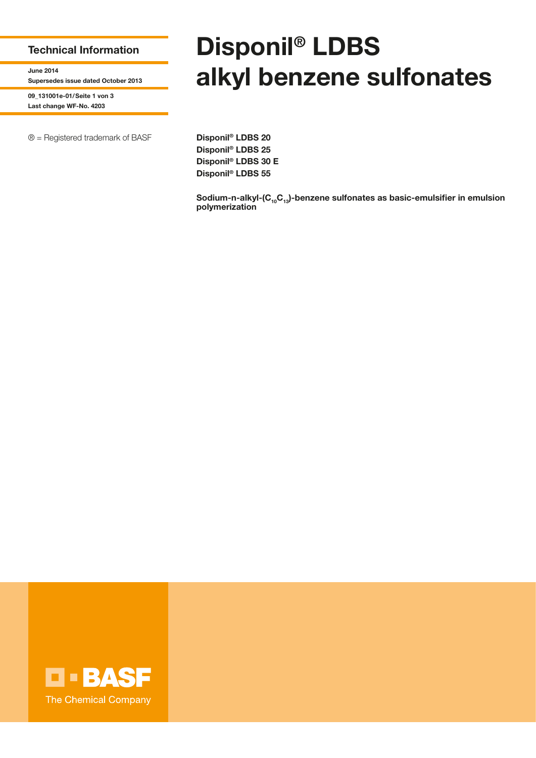**Technical Information**

**June 2014**
**Supersedes issue dated October 2013**

**09_131001e-01/Seite 1 von 3**
**Last change WF-No. 4203**

® = Registered trademark of BASF

# Disponil® LDBS alkyl benzene sulfonates

**Disponil® LDBS 20**
**Disponil® LDBS 25**
**Disponil® LDBS 30 E**
**Disponil® LDBS 55**

**Sodium-n-alkyl-($C_{10}C_{13}$)-benzene sulfonates as basic-emulsifier in emulsion polymerization**

BASF
The Chemical Company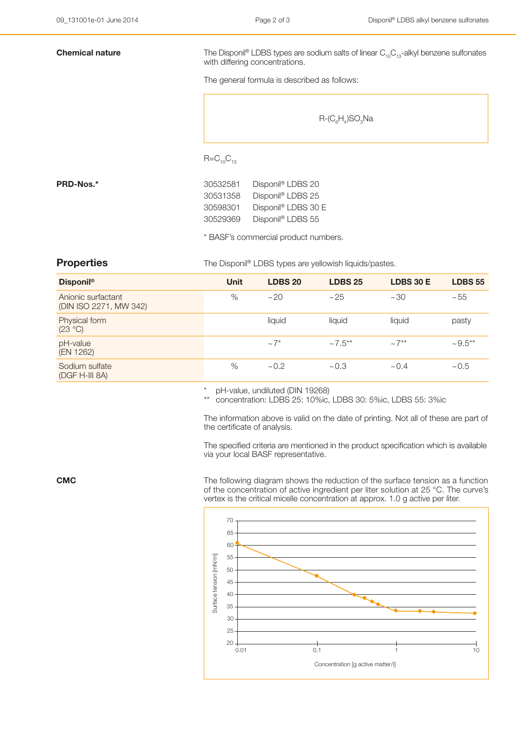**Chemical nature**

The Disponil® LDBS types are sodium salts of linear $C_{10}C_{13}$-alkyl benzene sulfonates with differing concentrations.

The general formula is described as follows:

$$R\text{-}(C_6H_4)SO_3Na$$

$R=C_{10}C_{13}$

**PRD-Nos.***

| | |
|---|---|
| 30532581 | Disponil® LDBS 20 |
| 30531358 | Disponil® LDBS 25 |
| 30598301 | Disponil® LDBS 30 E |
| 30529369 | Disponil® LDBS 55 |

* BASF's commercial product numbers.

## Properties

The Disponil® LDBS types are yellowish liquids/pastes.

| Disponil® | Unit | LDBS 20 | LDBS 25 | LDBS 30 E | LDBS 55 |
|---|---|---|---|---|---|
| Anionic surfactant (DIN ISO 2271, MW 342) | % | ~20 | ~25 | ~30 | ~55 |
| Physical form (23 °C) | | liquid | liquid | liquid | pasty |
| pH-value (EN 1262) | | ~7* | ~7.5** | ~7** | ~9.5** |
| Sodium sulfate (DGF H-III 8A) | % | ~0.2 | ~0.3 | ~0.4 | ~0.5 |

\* pH-value, undiluted (DIN 19268)
\** concentration: LDBS 25: 10%ic, LDBS 30: 5%ic, LDBS 55: 3%ic

The information above is valid on the date of printing. Not all of these are part of the certificate of analysis.

The specified criteria are mentioned in the product specification which is available via your local BASF representative.

**CMC**

The following diagram shows the reduction of the surface tension as a function of the concentration of active ingredient per liter solution at 25 °C. The curve's vertex is the critical micelle concentration at approx. 1.0 g active per liter.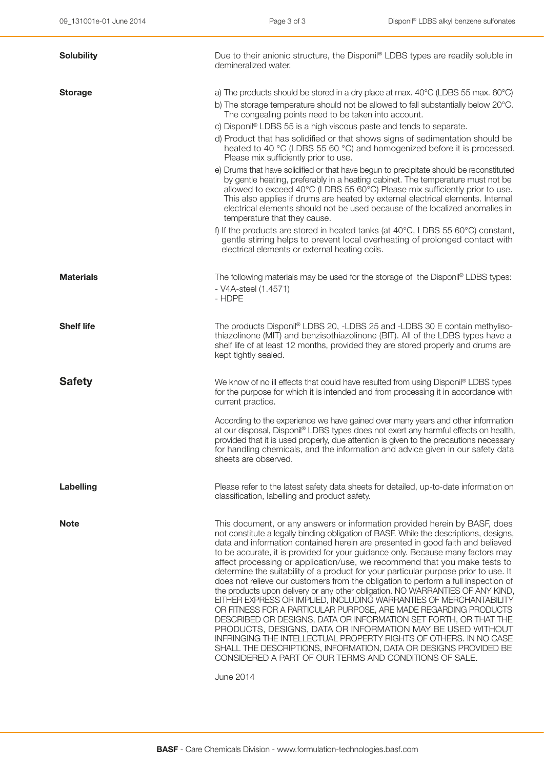**Solubility**

Due to their anionic structure, the Disponil® LDBS types are readily soluble in demineralized water.

**Storage**

a) The products should be stored in a dry place at max. 40°C (LDBS 55 max. 60°C)

b) The storage temperature should not be allowed to fall substantially below 20°C. The congealing points need to be taken into account.

c) Disponil® LDBS 55 is a high viscous paste and tends to separate.

d) Product that has solidified or that shows signs of sedimentation should be heated to 40 °C (LDBS 55 60 °C) and homogenized before it is processed. Please mix sufficiently prior to use.

e) Drums that have solidified or that have begun to precipitate should be reconstituted by gentle heating, preferably in a heating cabinet. The temperature must not be allowed to exceed 40°C (LDBS 55 60°C) Please mix sufficiently prior to use. This also applies if drums are heated by external electrical elements. Internal electrical elements should not be used because of the localized anomalies in temperature that they cause.

f) If the products are stored in heated tanks (at 40°C, LDBS 55 60°C) constant, gentle stirring helps to prevent local overheating of prolonged contact with electrical elements or external heating coils.

**Materials**

The following materials may be used for the storage of the Disponil® LDBS types:

- V4A-steel (1.4571)
- HDPE

**Shelf life**

The products Disponil® LDBS 20, -LDBS 25 and -LDBS 30 E contain methylisothiazolinone (MIT) and benzisothiazolinone (BIT). All of the LDBS types have a shelf life of at least 12 months, provided they are stored properly and drums are kept tightly sealed.

## Safety

We know of no ill effects that could have resulted from using Disponil® LDBS types for the purpose for which it is intended and from processing it in accordance with current practice.

According to the experience we have gained over many years and other information at our disposal, Disponil® LDBS types does not exert any harmful effects on health, provided that it is used properly, due attention is given to the precautions necessary for handling chemicals, and the information and advice given in our safety data sheets are observed.

**Labelling**

Please refer to the latest safety data sheets for detailed, up-to-date information on classification, labelling and product safety.

**Note**

This document, or any answers or information provided herein by BASF, does not constitute a legally binding obligation of BASF. While the descriptions, designs, data and information contained herein are presented in good faith and believed to be accurate, it is provided for your guidance only. Because many factors may affect processing or application/use, we recommend that you make tests to determine the suitability of a product for your particular purpose prior to use. It does not relieve our customers from the obligation to perform a full inspection of the products upon delivery or any other obligation. NO WARRANTIES OF ANY KIND, EITHER EXPRESS OR IMPLIED, INCLUDING WARRANTIES OF MERCHANTABILITY OR FITNESS FOR A PARTICULAR PURPOSE, ARE MADE REGARDING PRODUCTS DESCRIBED OR DESIGNS, DATA OR INFORMATION SET FORTH, OR THAT THE PRODUCTS, DESIGNS, DATA OR INFORMATION MAY BE USED WITHOUT INFRINGING THE INTELLECTUAL PROPERTY RIGHTS OF OTHERS. IN NO CASE SHALL THE DESCRIPTIONS, INFORMATION, DATA OR DESIGNS PROVIDED BE CONSIDERED A PART OF OUR TERMS AND CONDITIONS OF SALE.

June 2014

**BASF** - Care Chemicals Division - www.formulation-technologies.basf.com